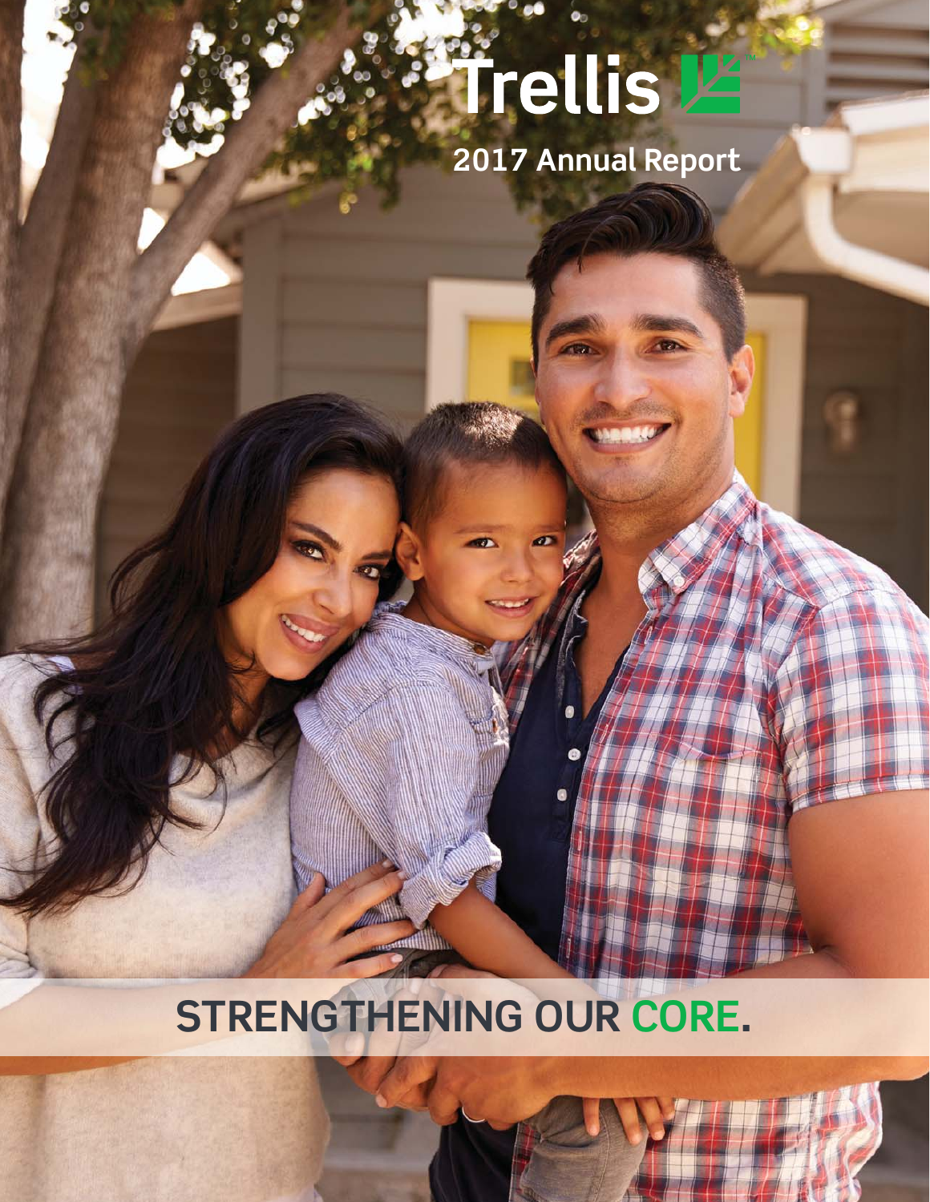# Trellis

## 2017 Annual Report

# STRENGTHENING OUR CORE.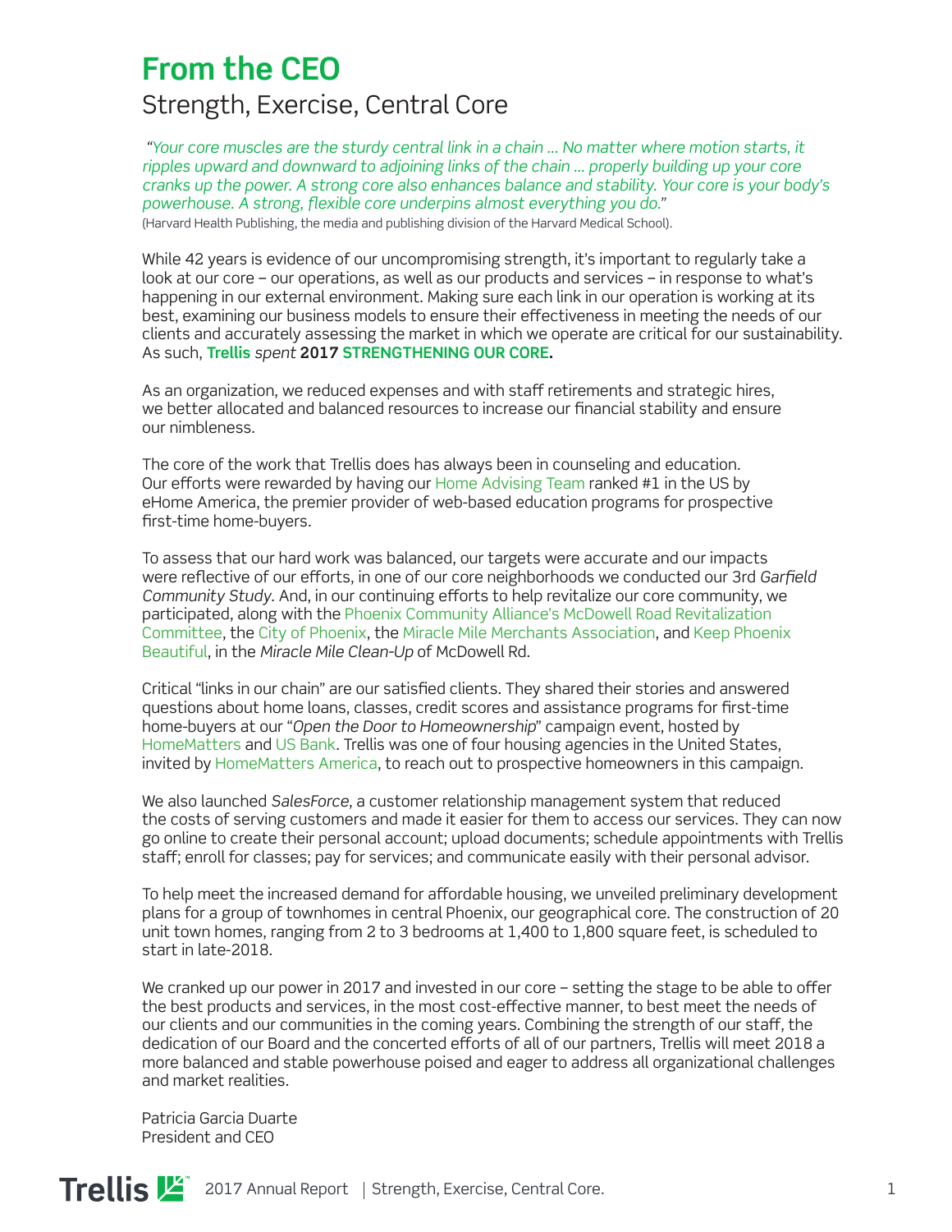# From the CEO

## Strength, Exercise, Central Core

*"Your core muscles are the sturdy central link in a chain ... No matter where motion starts, it ripples upward and downward to adjoining links of the chain ... properly building up your core cranks up the power. A strong core also enhances balance and stability. Your core is your body's powerhouse. A strong, flexible core underpins almost everything you do."*
(Harvard Health Publishing, the media and publishing division of the Harvard Medical School).

While 42 years is evidence of our uncompromising strength, it's important to regularly take a look at our core – our operations, as well as our products and services – in response to what's happening in our external environment. Making sure each link in our operation is working at its best, examining our business models to ensure their effectiveness in meeting the needs of our clients and accurately assessing the market in which we operate are critical for our sustainability. As such, **Trellis** *spent* **2017 STRENGTHENING OUR CORE.**

As an organization, we reduced expenses and with staff retirements and strategic hires, we better allocated and balanced resources to increase our financial stability and ensure our nimbleness.

The core of the work that Trellis does has always been in counseling and education. Our efforts were rewarded by having our Home Advising Team ranked #1 in the US by eHome America, the premier provider of web-based education programs for prospective first-time home-buyers.

To assess that our hard work was balanced, our targets were accurate and our impacts were reflective of our efforts, in one of our core neighborhoods we conducted our 3rd *Garfield Community Study*. And, in our continuing efforts to help revitalize our core community, we participated, along with the Phoenix Community Alliance's McDowell Road Revitalization Committee, the City of Phoenix, the Miracle Mile Merchants Association, and Keep Phoenix Beautiful, in the *Miracle Mile Clean-Up* of McDowell Rd.

Critical "links in our chain" are our satisfied clients. They shared their stories and answered questions about home loans, classes, credit scores and assistance programs for first-time home-buyers at our "*Open the Door to Homeownership*" campaign event, hosted by HomeMatters and US Bank. Trellis was one of four housing agencies in the United States, invited by HomeMatters America, to reach out to prospective homeowners in this campaign.

We also launched *SalesForce*, a customer relationship management system that reduced the costs of serving customers and made it easier for them to access our services. They can now go online to create their personal account; upload documents; schedule appointments with Trellis staff; enroll for classes; pay for services; and communicate easily with their personal advisor.

To help meet the increased demand for affordable housing, we unveiled preliminary development plans for a group of townhomes in central Phoenix, our geographical core. The construction of 20 unit town homes, ranging from 2 to 3 bedrooms at 1,400 to 1,800 square feet, is scheduled to start in late-2018.

We cranked up our power in 2017 and invested in our core – setting the stage to be able to offer the best products and services, in the most cost-effective manner, to best meet the needs of our clients and our communities in the coming years. Combining the strength of our staff, the dedication of our Board and the concerted efforts of all of our partners, Trellis will meet 2018 a more balanced and stable powerhouse poised and eager to address all organizational challenges and market realities.

Patricia Garcia Duarte
President and CEO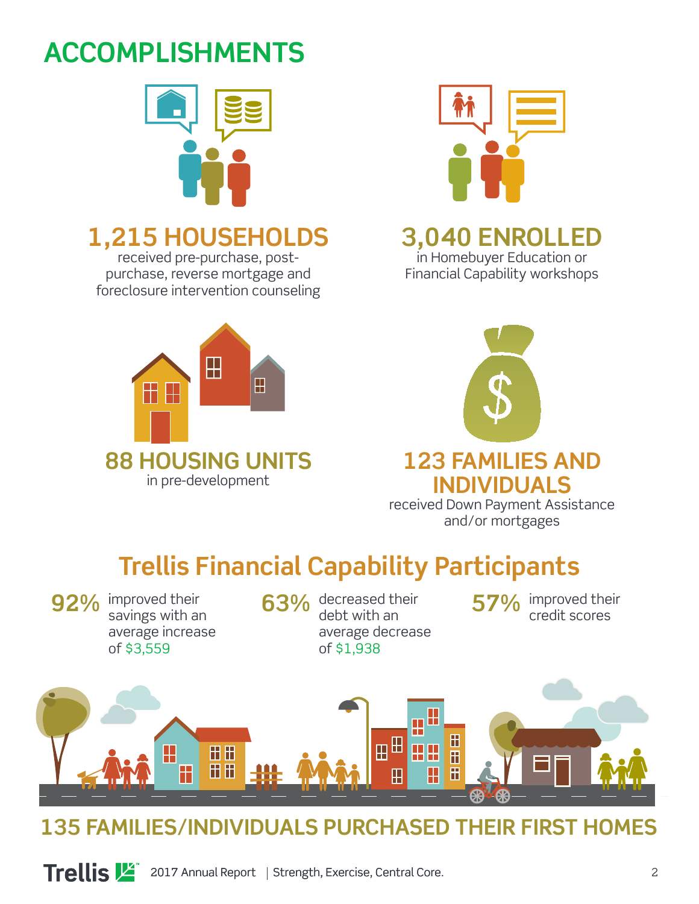# ACCOMPLISHMENTS

**1,215 HOUSEHOLDS**
received pre-purchase, post-purchase, reverse mortgage and foreclosure intervention counseling

**3,040 ENROLLED**
in Homebuyer Education or Financial Capability workshops

**88 HOUSING UNITS**
in pre-development

**123 FAMILIES AND INDIVIDUALS**
received Down Payment Assistance and/or mortgages

## Trellis Financial Capability Participants

**92%** improved their savings with an average increase of $3,559

**63%** decreased their debt with an average decrease of $1,938

**57%** improved their credit scores

**135 FAMILIES/INDIVIDUALS PURCHASED THEIR FIRST HOMES**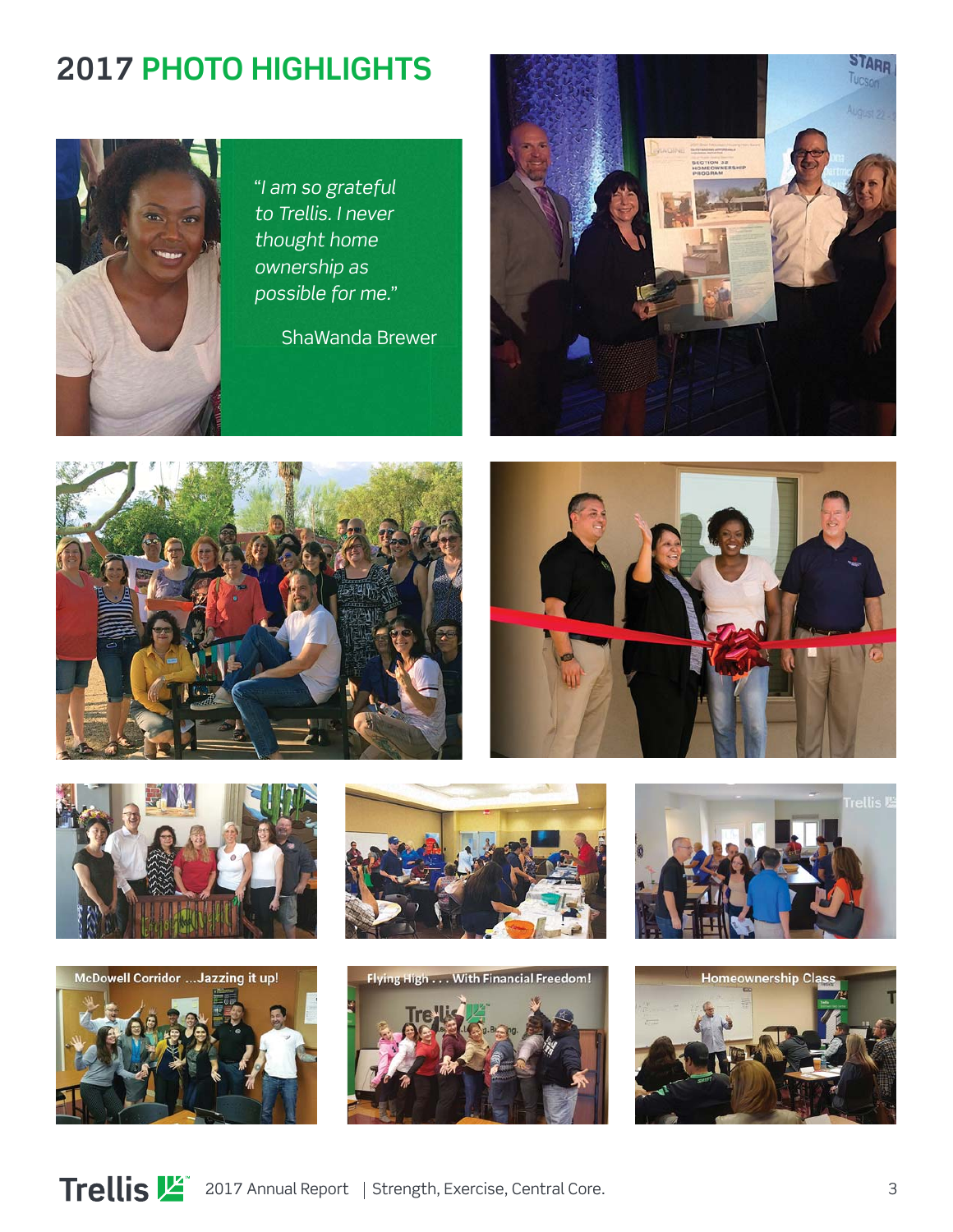# 2017 PHOTO HIGHLIGHTS

*"I am so grateful to Trellis. I never thought home ownership as possible for me."*

ShaWanda Brewer

McDowell Corridor ...Jazzing it up!

Flying High . . . With Financial Freedom!

Homeownership Class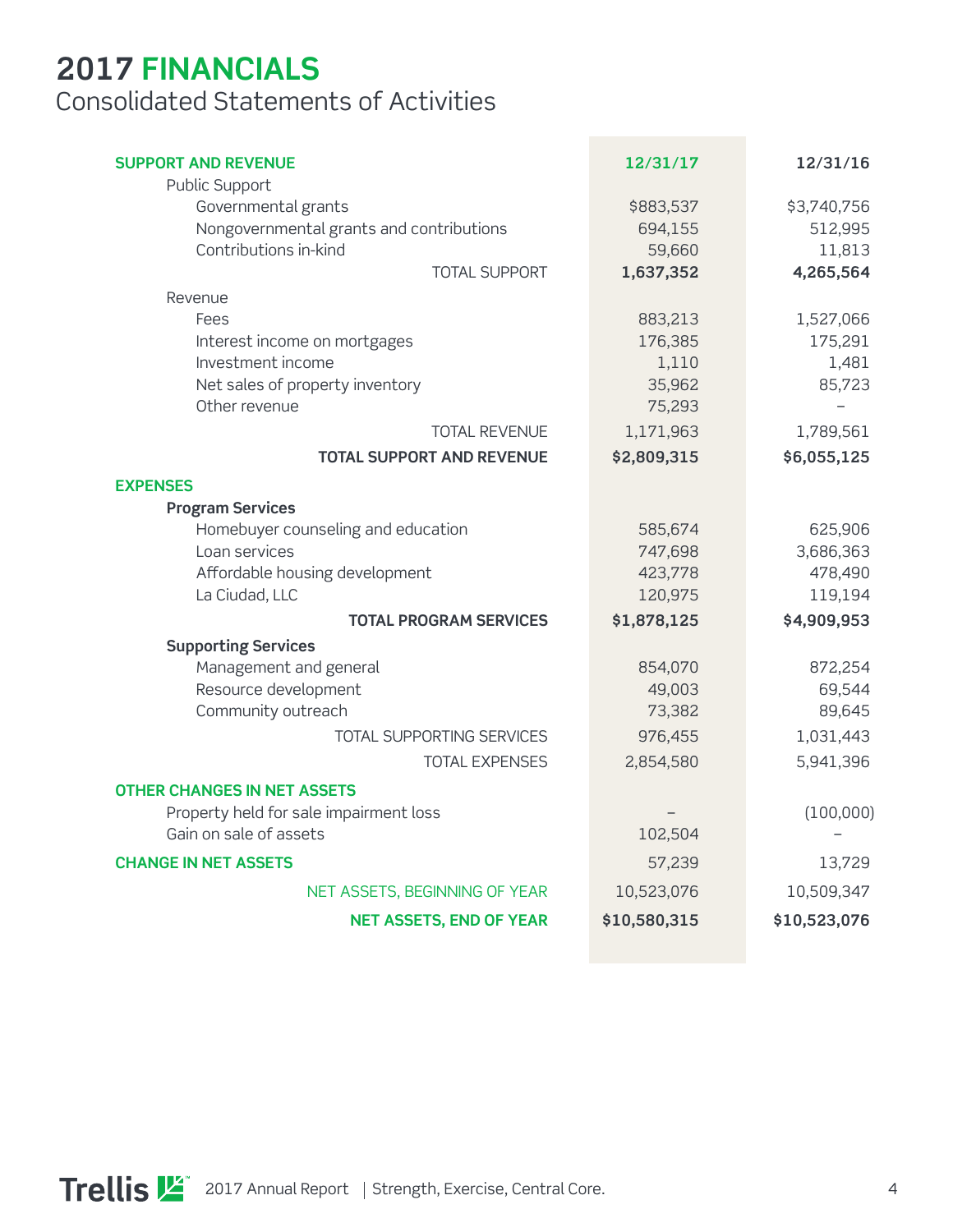# 2017 FINANCIALS

## Consolidated Statements of Activities

| | 12/31/17 | 12/31/16 |
|---|---|---|
| **SUPPORT AND REVENUE** | | |
| Public Support | | |
| Governmental grants | $883,537 | $3,740,756 |
| Nongovernmental grants and contributions | 694,155 | 512,995 |
| Contributions in-kind | 59,660 | 11,813 |
| TOTAL SUPPORT | **1,637,352** | **4,265,564** |
| Revenue | | |
| Fees | 883,213 | 1,527,066 |
| Interest income on mortgages | 176,385 | 175,291 |
| Investment income | 1,110 | 1,481 |
| Net sales of property inventory | 35,962 | 85,723 |
| Other revenue | 75,293 | – |
| TOTAL REVENUE | 1,171,963 | 1,789,561 |
| **TOTAL SUPPORT AND REVENUE** | **$2,809,315** | **$6,055,125** |
| **EXPENSES** | | |
| **Program Services** | | |
| Homebuyer counseling and education | 585,674 | 625,906 |
| Loan services | 747,698 | 3,686,363 |
| Affordable housing development | 423,778 | 478,490 |
| La Ciudad, LLC | 120,975 | 119,194 |
| **TOTAL PROGRAM SERVICES** | **$1,878,125** | **$4,909,953** |
| **Supporting Services** | | |
| Management and general | 854,070 | 872,254 |
| Resource development | 49,003 | 69,544 |
| Community outreach | 73,382 | 89,645 |
| TOTAL SUPPORTING SERVICES | 976,455 | 1,031,443 |
| TOTAL EXPENSES | 2,854,580 | 5,941,396 |
| **OTHER CHANGES IN NET ASSETS** | | |
| Property held for sale impairment loss | – | (100,000) |
| Gain on sale of assets | 102,504 | – |
| **CHANGE IN NET ASSETS** | 57,239 | 13,729 |
| NET ASSETS, BEGINNING OF YEAR | 10,523,076 | 10,509,347 |
| **NET ASSETS, END OF YEAR** | **$10,580,315** | **$10,523,076** |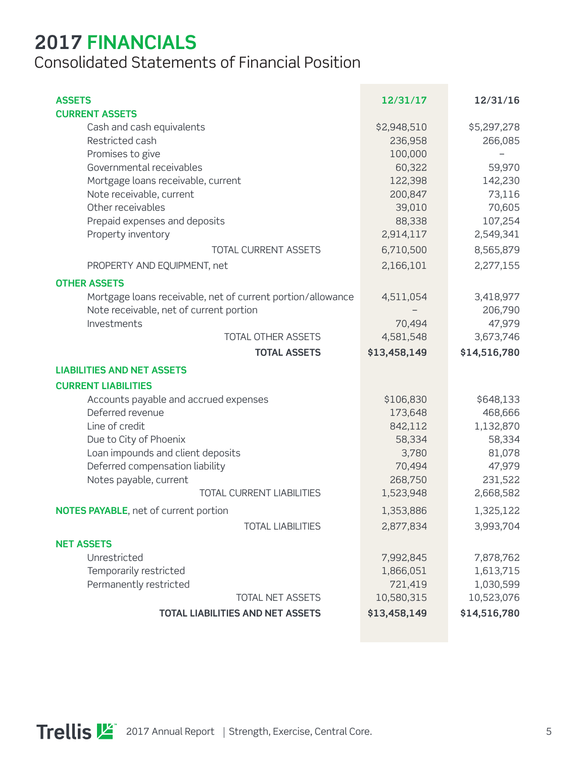# 2017 FINANCIALS

## Consolidated Statements of Financial Position

| ASSETS | 12/31/17 | 12/31/16 |
|---|---|---|
| **CURRENT ASSETS** | | |
| Cash and cash equivalents | $2,948,510 | $5,297,278 |
| Restricted cash | 236,958 | 266,085 |
| Promises to give | 100,000 | – |
| Governmental receivables | 60,322 | 59,970 |
| Mortgage loans receivable, current | 122,398 | 142,230 |
| Note receivable, current | 200,847 | 73,116 |
| Other receivables | 39,010 | 70,605 |
| Prepaid expenses and deposits | 88,338 | 107,254 |
| Property inventory | 2,914,117 | 2,549,341 |
| TOTAL CURRENT ASSETS | 6,710,500 | 8,565,879 |
| PROPERTY AND EQUIPMENT, net | 2,166,101 | 2,277,155 |
| **OTHER ASSETS** | | |
| Mortgage loans receivable, net of current portion/allowance | 4,511,054 | 3,418,977 |
| Note receivable, net of current portion | – | 206,790 |
| Investments | 70,494 | 47,979 |
| TOTAL OTHER ASSETS | 4,581,548 | 3,673,746 |
| **TOTAL ASSETS** | **$13,458,149** | **$14,516,780** |
| **LIABILITIES AND NET ASSETS** | | |
| **CURRENT LIABILITIES** | | |
| Accounts payable and accrued expenses | $106,830 | $648,133 |
| Deferred revenue | 173,648 | 468,666 |
| Line of credit | 842,112 | 1,132,870 |
| Due to City of Phoenix | 58,334 | 58,334 |
| Loan impounds and client deposits | 3,780 | 81,078 |
| Deferred compensation liability | 70,494 | 47,979 |
| Notes payable, current | 268,750 | 231,522 |
| TOTAL CURRENT LIABILITIES | 1,523,948 | 2,668,582 |
| **NOTES PAYABLE**, net of current portion | 1,353,886 | 1,325,122 |
| TOTAL LIABILITIES | 2,877,834 | 3,993,704 |
| **NET ASSETS** | | |
| Unrestricted | 7,992,845 | 7,878,762 |
| Temporarily restricted | 1,866,051 | 1,613,715 |
| Permanently restricted | 721,419 | 1,030,599 |
| TOTAL NET ASSETS | 10,580,315 | 10,523,076 |
| **TOTAL LIABILITIES AND NET ASSETS** | **$13,458,149** | **$14,516,780** |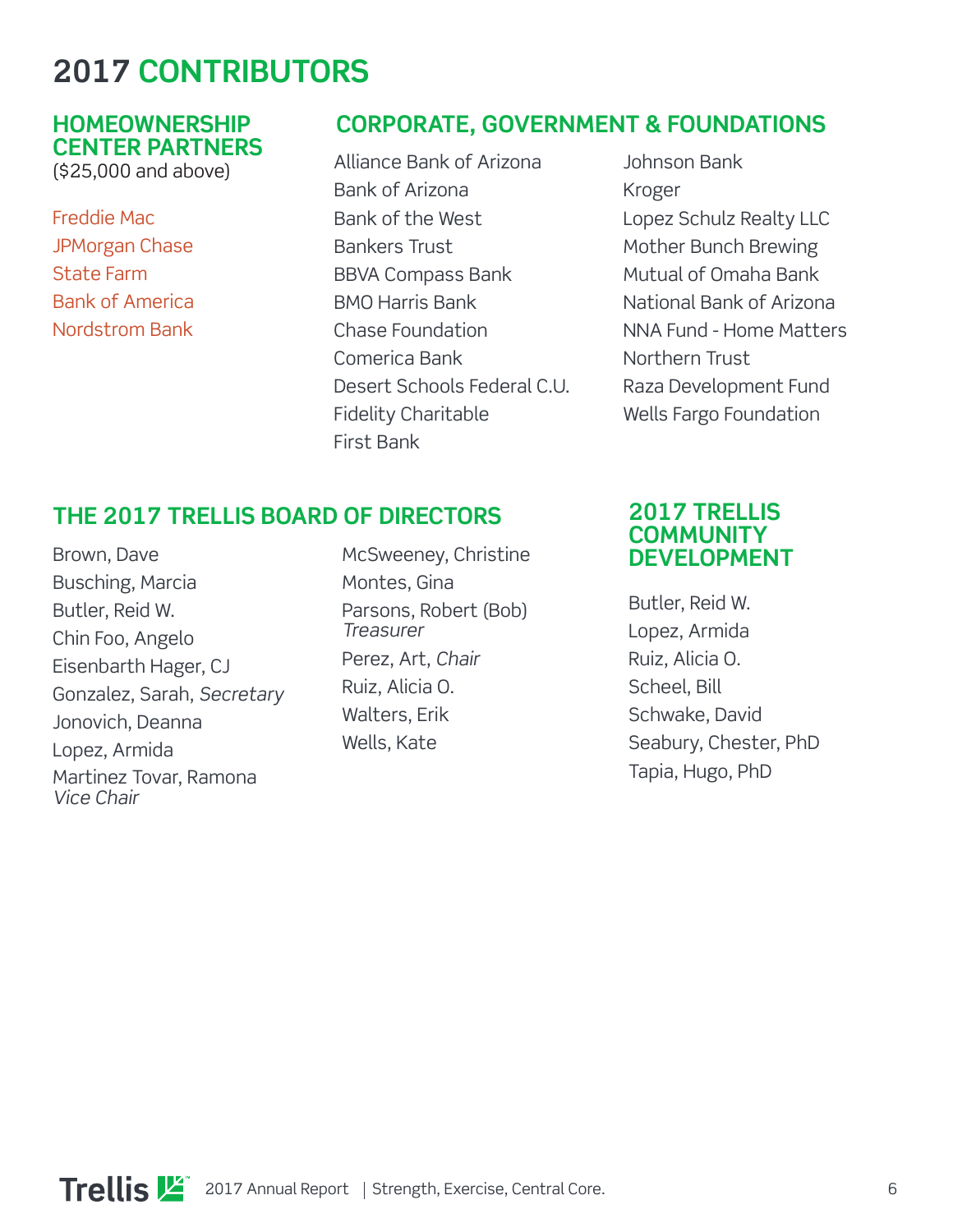# 2017 CONTRIBUTORS

## HOMEOWNERSHIP CENTER PARTNERS

($25,000 and above)

- Freddie Mac
- JPMorgan Chase
- State Farm
- Bank of America
- Nordstrom Bank

## CORPORATE, GOVERNMENT & FOUNDATIONS

- Alliance Bank of Arizona
- Bank of Arizona
- Bank of the West
- Bankers Trust
- BBVA Compass Bank
- BMO Harris Bank
- Chase Foundation
- Comerica Bank
- Desert Schools Federal C.U.
- Fidelity Charitable
- First Bank
- Johnson Bank
- Kroger
- Lopez Schulz Realty LLC
- Mother Bunch Brewing
- Mutual of Omaha Bank
- National Bank of Arizona
- NNA Fund - Home Matters
- Northern Trust
- Raza Development Fund
- Wells Fargo Foundation

## THE 2017 TRELLIS BOARD OF DIRECTORS

- Brown, Dave
- Busching, Marcia
- Butler, Reid W.
- Chin Foo, Angelo
- Eisenbarth Hager, CJ
- Gonzalez, Sarah, *Secretary*
- Jonovich, Deanna
- Lopez, Armida
- Martinez Tovar, Ramona *Vice Chair*
- McSweeney, Christine
- Montes, Gina
- Parsons, Robert (Bob) *Treasurer*
- Perez, Art, *Chair*
- Ruiz, Alicia O.
- Walters, Erik
- Wells, Kate

## 2017 TRELLIS COMMUNITY DEVELOPMENT

- Butler, Reid W.
- Lopez, Armida
- Ruiz, Alicia O.
- Scheel, Bill
- Schwake, David
- Seabury, Chester, PhD
- Tapia, Hugo, PhD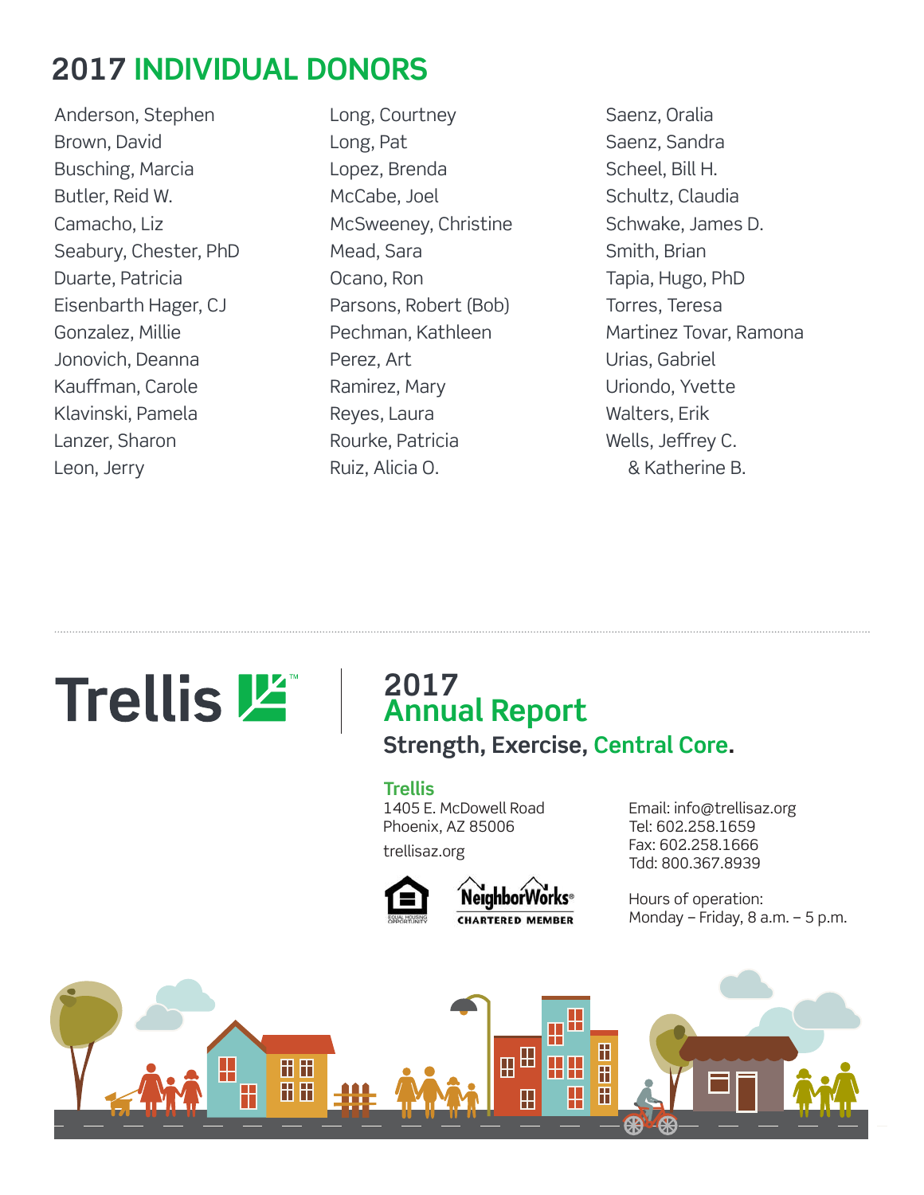# 2017 INDIVIDUAL DONORS

Anderson, Stephen
Brown, David
Busching, Marcia
Butler, Reid W.
Camacho, Liz
Seabury, Chester, PhD
Duarte, Patricia
Eisenbarth Hager, CJ
Gonzalez, Millie
Jonovich, Deanna
Kauffman, Carole
Klavinski, Pamela
Lanzer, Sharon
Leon, Jerry
Long, Courtney
Long, Pat
Lopez, Brenda
McCabe, Joel
McSweeney, Christine
Mead, Sara
Ocano, Ron
Parsons, Robert (Bob)
Pechman, Kathleen
Perez, Art
Ramirez, Mary
Reyes, Laura
Rourke, Patricia
Ruiz, Alicia O.
Saenz, Oralia
Saenz, Sandra
Scheel, Bill H.
Schultz, Claudia
Schwake, James D.
Smith, Brian
Tapia, Hugo, PhD
Torres, Teresa
Martinez Tovar, Ramona
Urias, Gabriel
Uriondo, Yvette
Walters, Erik
Wells, Jeffrey C.
& Katherine B.

---

Trellis™

## 2017 Annual Report

**Strength, Exercise, Central Core.**

**Trellis**
1405 E. McDowell Road
Phoenix, AZ 85006

trellisaz.org

Email: info@trellisaz.org
Tel: 602.258.1659
Fax: 602.258.1666
Tdd: 800.367.8939

Hours of operation:
Monday – Friday, 8 a.m. – 5 p.m.

EQUAL HOUSING OPPORTUNITY

NeighborWorks® CHARTERED MEMBER